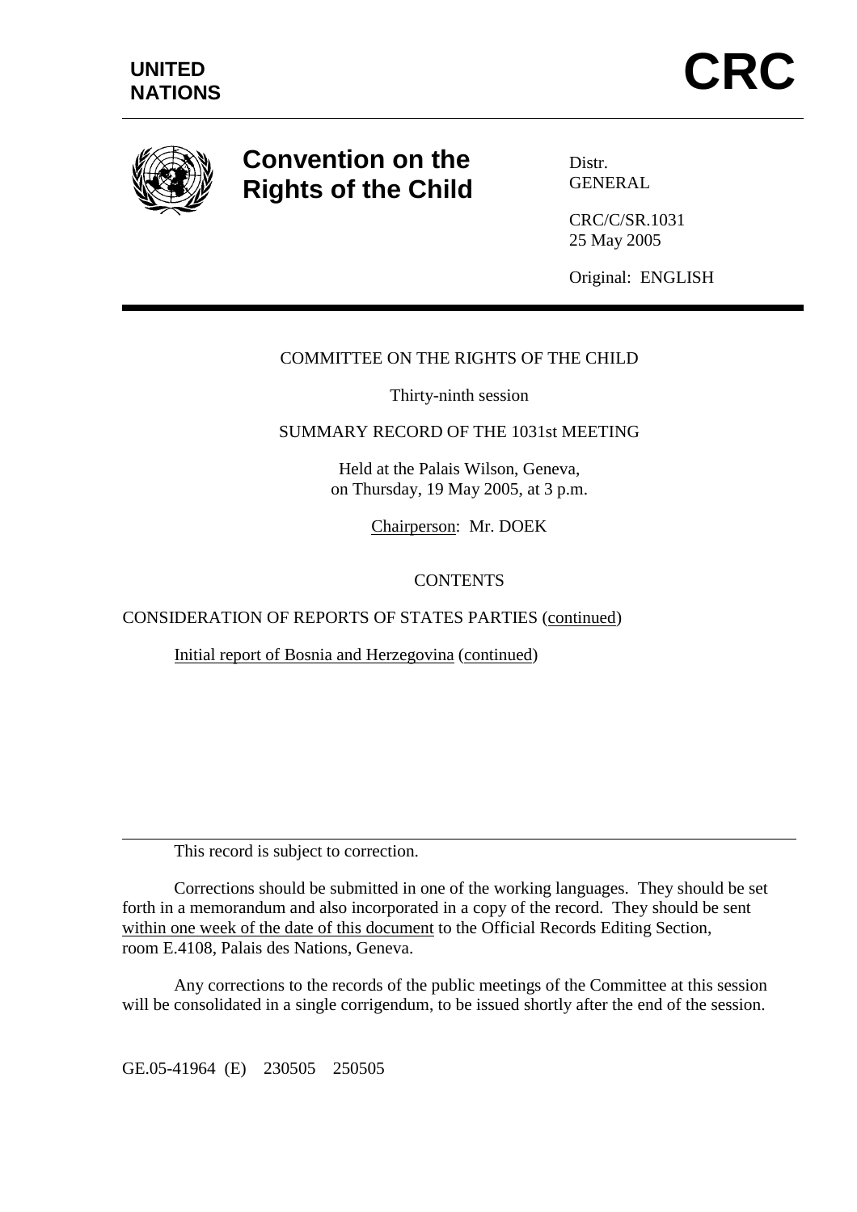**UNITED NATIONS**

# CRC

## Convention on the Rights of the Child

Distr.
GENERAL

CRC/C/SR.1031
25 May 2005

Original: ENGLISH

COMMITTEE ON THE RIGHTS OF THE CHILD

Thirty-ninth session

SUMMARY RECORD OF THE 1031st MEETING

Held at the Palais Wilson, Geneva,
on Thursday, 19 May 2005, at 3 p.m.

Chairperson: Mr. DOEK

CONTENTS

CONSIDERATION OF REPORTS OF STATES PARTIES (continued)

Initial report of Bosnia and Herzegovina (continued)

---

This record is subject to correction.

Corrections should be submitted in one of the working languages. They should be set forth in a memorandum and also incorporated in a copy of the record. They should be sent within one week of the date of this document to the Official Records Editing Section, room E.4108, Palais des Nations, Geneva.

Any corrections to the records of the public meetings of the Committee at this session will be consolidated in a single corrigendum, to be issued shortly after the end of the session.

GE.05-41964 (E) 230505 250505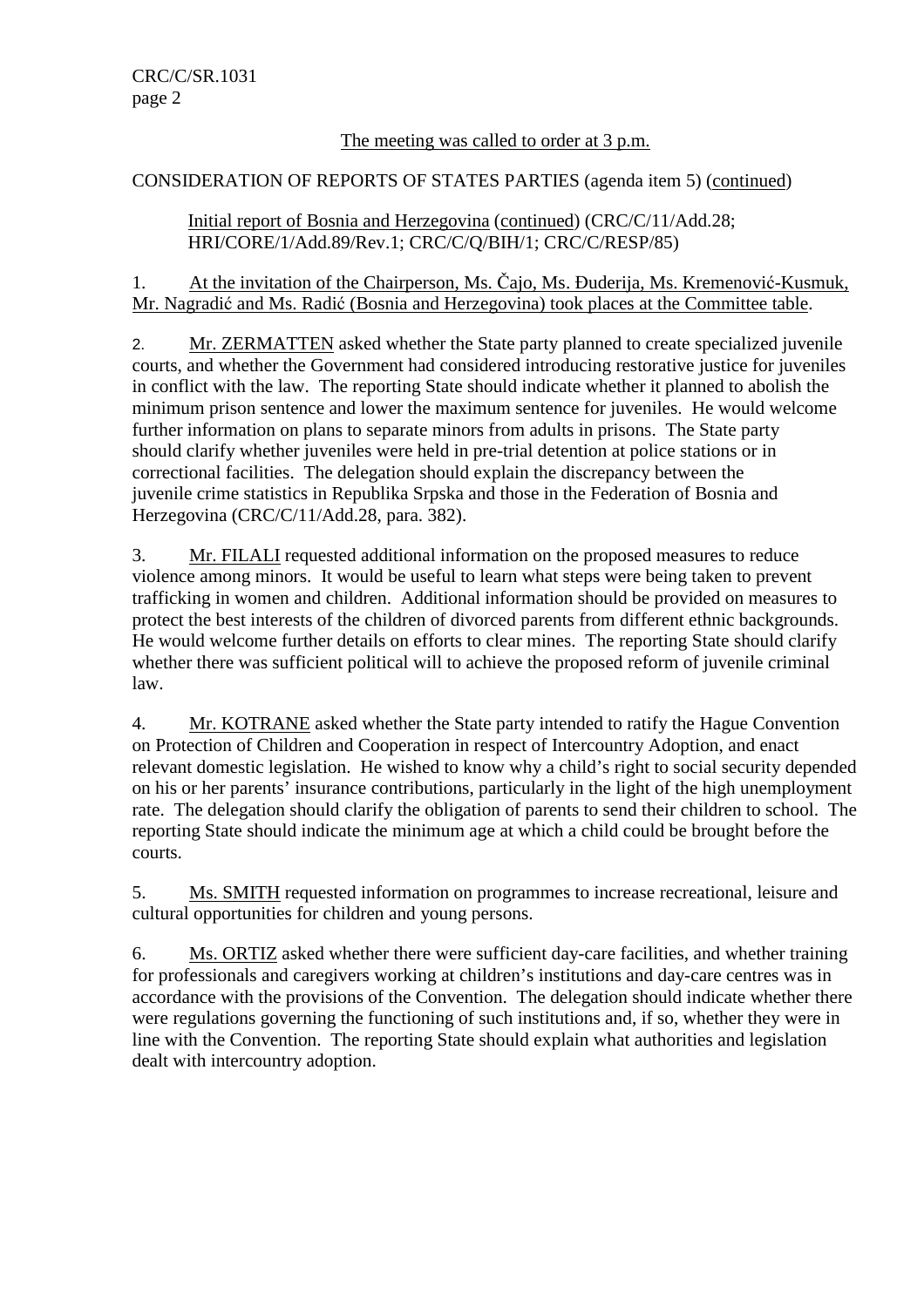The meeting was called to order at 3 p.m.

CONSIDERATION OF REPORTS OF STATES PARTIES (agenda item 5) (continued)

Initial report of Bosnia and Herzegovina (continued) (CRC/C/11/Add.28; HRI/CORE/1/Add.89/Rev.1; CRC/C/Q/BIH/1; CRC/C/RESP/85)

1. At the invitation of the Chairperson, Ms. Čajo, Ms. Đuderija, Ms. Kremenović-Kusmuk, Mr. Nagradić and Ms. Radić (Bosnia and Herzegovina) took places at the Committee table.

2. Mr. ZERMATTEN asked whether the State party planned to create specialized juvenile courts, and whether the Government had considered introducing restorative justice for juveniles in conflict with the law. The reporting State should indicate whether it planned to abolish the minimum prison sentence and lower the maximum sentence for juveniles. He would welcome further information on plans to separate minors from adults in prisons. The State party should clarify whether juveniles were held in pre-trial detention at police stations or in correctional facilities. The delegation should explain the discrepancy between the juvenile crime statistics in Republika Srpska and those in the Federation of Bosnia and Herzegovina (CRC/C/11/Add.28, para. 382).

3. Mr. FILALI requested additional information on the proposed measures to reduce violence among minors. It would be useful to learn what steps were being taken to prevent trafficking in women and children. Additional information should be provided on measures to protect the best interests of the children of divorced parents from different ethnic backgrounds. He would welcome further details on efforts to clear mines. The reporting State should clarify whether there was sufficient political will to achieve the proposed reform of juvenile criminal law.

4. Mr. KOTRANE asked whether the State party intended to ratify the Hague Convention on Protection of Children and Cooperation in respect of Intercountry Adoption, and enact relevant domestic legislation. He wished to know why a child's right to social security depended on his or her parents' insurance contributions, particularly in the light of the high unemployment rate. The delegation should clarify the obligation of parents to send their children to school. The reporting State should indicate the minimum age at which a child could be brought before the courts.

5. Ms. SMITH requested information on programmes to increase recreational, leisure and cultural opportunities for children and young persons.

6. Ms. ORTIZ asked whether there were sufficient day-care facilities, and whether training for professionals and caregivers working at children's institutions and day-care centres was in accordance with the provisions of the Convention. The delegation should indicate whether there were regulations governing the functioning of such institutions and, if so, whether they were in line with the Convention. The reporting State should explain what authorities and legislation dealt with intercountry adoption.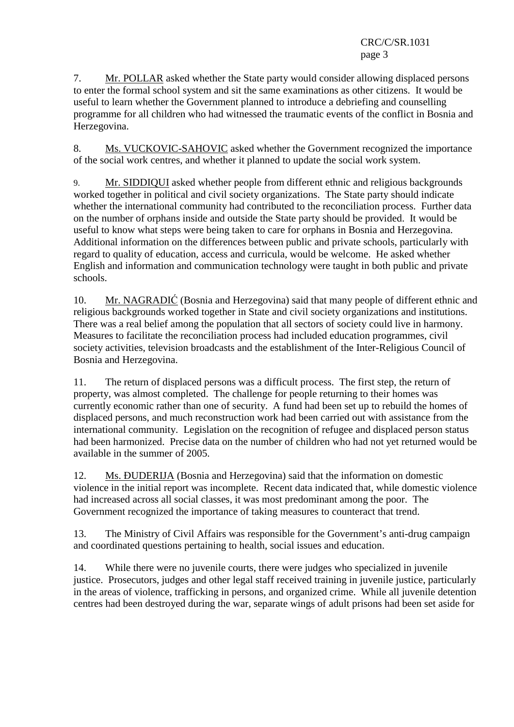7. Mr. POLLAR asked whether the State party would consider allowing displaced persons to enter the formal school system and sit the same examinations as other citizens. It would be useful to learn whether the Government planned to introduce a debriefing and counselling programme for all children who had witnessed the traumatic events of the conflict in Bosnia and Herzegovina.

8. Ms. VUCKOVIC-SAHOVIC asked whether the Government recognized the importance of the social work centres, and whether it planned to update the social work system.

9. Mr. SIDDIQUI asked whether people from different ethnic and religious backgrounds worked together in political and civil society organizations. The State party should indicate whether the international community had contributed to the reconciliation process. Further data on the number of orphans inside and outside the State party should be provided. It would be useful to know what steps were being taken to care for orphans in Bosnia and Herzegovina. Additional information on the differences between public and private schools, particularly with regard to quality of education, access and curricula, would be welcome. He asked whether English and information and communication technology were taught in both public and private schools.

10. Mr. NAGRADIĆ (Bosnia and Herzegovina) said that many people of different ethnic and religious backgrounds worked together in State and civil society organizations and institutions. There was a real belief among the population that all sectors of society could live in harmony. Measures to facilitate the reconciliation process had included education programmes, civil society activities, television broadcasts and the establishment of the Inter-Religious Council of Bosnia and Herzegovina.

11. The return of displaced persons was a difficult process. The first step, the return of property, was almost completed. The challenge for people returning to their homes was currently economic rather than one of security. A fund had been set up to rebuild the homes of displaced persons, and much reconstruction work had been carried out with assistance from the international community. Legislation on the recognition of refugee and displaced person status had been harmonized. Precise data on the number of children who had not yet returned would be available in the summer of 2005.

12. Ms. ĐUDERIJA (Bosnia and Herzegovina) said that the information on domestic violence in the initial report was incomplete. Recent data indicated that, while domestic violence had increased across all social classes, it was most predominant among the poor. The Government recognized the importance of taking measures to counteract that trend.

13. The Ministry of Civil Affairs was responsible for the Government's anti-drug campaign and coordinated questions pertaining to health, social issues and education.

14. While there were no juvenile courts, there were judges who specialized in juvenile justice. Prosecutors, judges and other legal staff received training in juvenile justice, particularly in the areas of violence, trafficking in persons, and organized crime. While all juvenile detention centres had been destroyed during the war, separate wings of adult prisons had been set aside for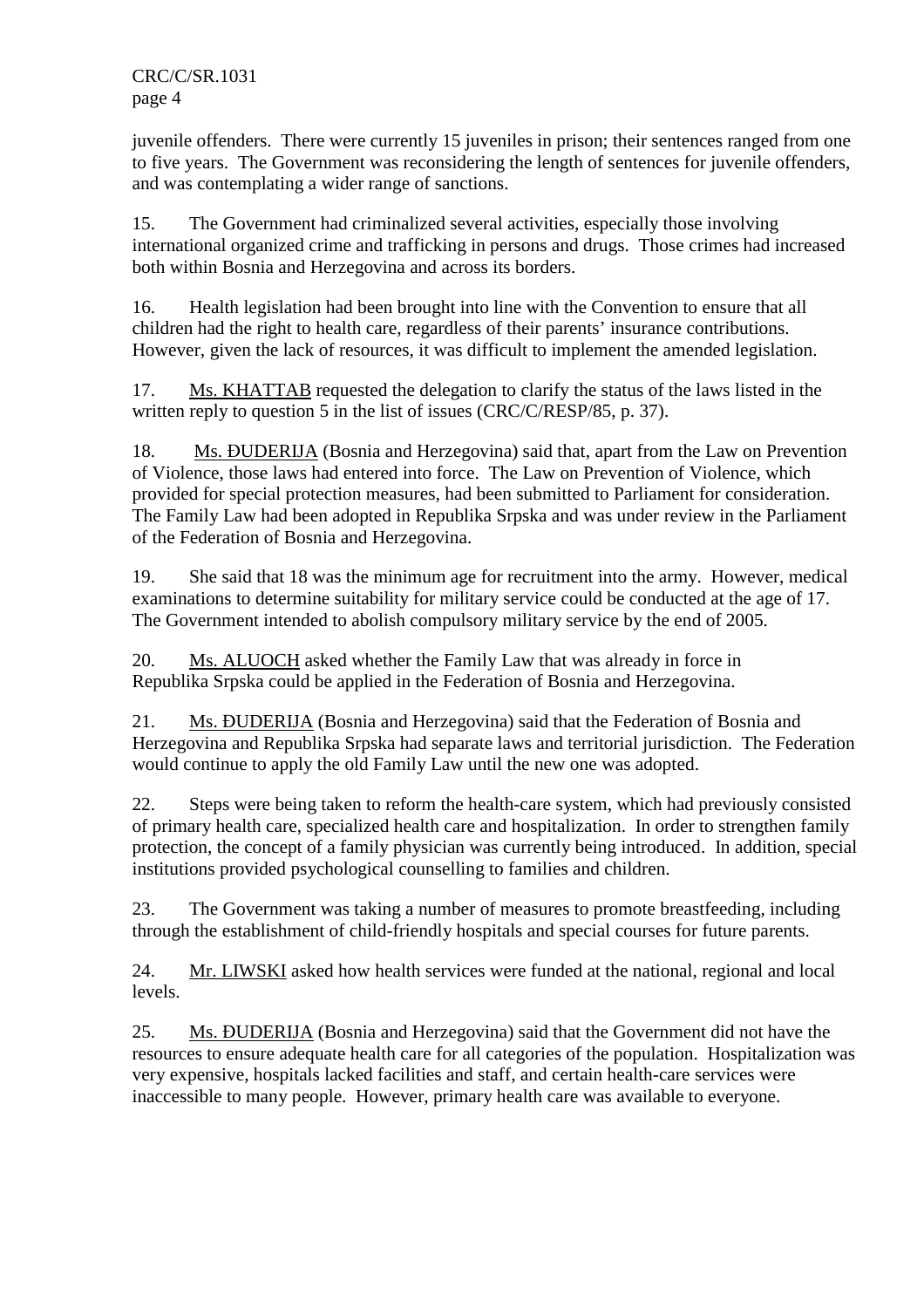juvenile offenders. There were currently 15 juveniles in prison; their sentences ranged from one to five years. The Government was reconsidering the length of sentences for juvenile offenders, and was contemplating a wider range of sanctions.

15. The Government had criminalized several activities, especially those involving international organized crime and trafficking in persons and drugs. Those crimes had increased both within Bosnia and Herzegovina and across its borders.

16. Health legislation had been brought into line with the Convention to ensure that all children had the right to health care, regardless of their parents' insurance contributions. However, given the lack of resources, it was difficult to implement the amended legislation.

17. Ms. KHATTAB requested the delegation to clarify the status of the laws listed in the written reply to question 5 in the list of issues (CRC/C/RESP/85, p. 37).

18. Ms. ĐUDERIJA (Bosnia and Herzegovina) said that, apart from the Law on Prevention of Violence, those laws had entered into force. The Law on Prevention of Violence, which provided for special protection measures, had been submitted to Parliament for consideration. The Family Law had been adopted in Republika Srpska and was under review in the Parliament of the Federation of Bosnia and Herzegovina.

19. She said that 18 was the minimum age for recruitment into the army. However, medical examinations to determine suitability for military service could be conducted at the age of 17. The Government intended to abolish compulsory military service by the end of 2005.

20. Ms. ALUOCH asked whether the Family Law that was already in force in Republika Srpska could be applied in the Federation of Bosnia and Herzegovina.

21. Ms. ĐUDERIJA (Bosnia and Herzegovina) said that the Federation of Bosnia and Herzegovina and Republika Srpska had separate laws and territorial jurisdiction. The Federation would continue to apply the old Family Law until the new one was adopted.

22. Steps were being taken to reform the health-care system, which had previously consisted of primary health care, specialized health care and hospitalization. In order to strengthen family protection, the concept of a family physician was currently being introduced. In addition, special institutions provided psychological counselling to families and children.

23. The Government was taking a number of measures to promote breastfeeding, including through the establishment of child-friendly hospitals and special courses for future parents.

24. Mr. LIWSKI asked how health services were funded at the national, regional and local levels.

25. Ms. ĐUDERIJA (Bosnia and Herzegovina) said that the Government did not have the resources to ensure adequate health care for all categories of the population. Hospitalization was very expensive, hospitals lacked facilities and staff, and certain health-care services were inaccessible to many people. However, primary health care was available to everyone.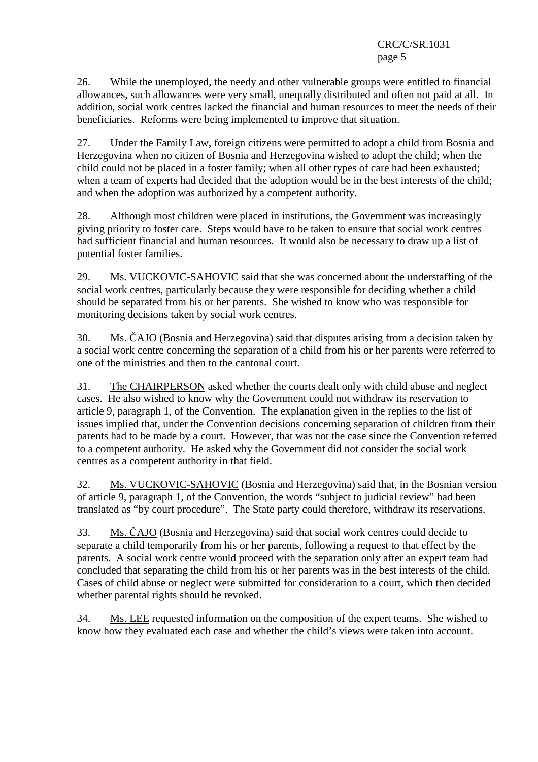26. While the unemployed, the needy and other vulnerable groups were entitled to financial allowances, such allowances were very small, unequally distributed and often not paid at all. In addition, social work centres lacked the financial and human resources to meet the needs of their beneficiaries. Reforms were being implemented to improve that situation.

27. Under the Family Law, foreign citizens were permitted to adopt a child from Bosnia and Herzegovina when no citizen of Bosnia and Herzegovina wished to adopt the child; when the child could not be placed in a foster family; when all other types of care had been exhausted; when a team of experts had decided that the adoption would be in the best interests of the child; and when the adoption was authorized by a competent authority.

28. Although most children were placed in institutions, the Government was increasingly giving priority to foster care. Steps would have to be taken to ensure that social work centres had sufficient financial and human resources. It would also be necessary to draw up a list of potential foster families.

29. Ms. VUCKOVIC-SAHOVIC said that she was concerned about the understaffing of the social work centres, particularly because they were responsible for deciding whether a child should be separated from his or her parents. She wished to know who was responsible for monitoring decisions taken by social work centres.

30. Ms. ČAJO (Bosnia and Herzegovina) said that disputes arising from a decision taken by a social work centre concerning the separation of a child from his or her parents were referred to one of the ministries and then to the cantonal court.

31. The CHAIRPERSON asked whether the courts dealt only with child abuse and neglect cases. He also wished to know why the Government could not withdraw its reservation to article 9, paragraph 1, of the Convention. The explanation given in the replies to the list of issues implied that, under the Convention decisions concerning separation of children from their parents had to be made by a court. However, that was not the case since the Convention referred to a competent authority. He asked why the Government did not consider the social work centres as a competent authority in that field.

32. Ms. VUCKOVIC-SAHOVIC (Bosnia and Herzegovina) said that, in the Bosnian version of article 9, paragraph 1, of the Convention, the words "subject to judicial review" had been translated as "by court procedure". The State party could therefore, withdraw its reservations.

33. Ms. ČAJO (Bosnia and Herzegovina) said that social work centres could decide to separate a child temporarily from his or her parents, following a request to that effect by the parents. A social work centre would proceed with the separation only after an expert team had concluded that separating the child from his or her parents was in the best interests of the child. Cases of child abuse or neglect were submitted for consideration to a court, which then decided whether parental rights should be revoked.

34. Ms. LEE requested information on the composition of the expert teams. She wished to know how they evaluated each case and whether the child's views were taken into account.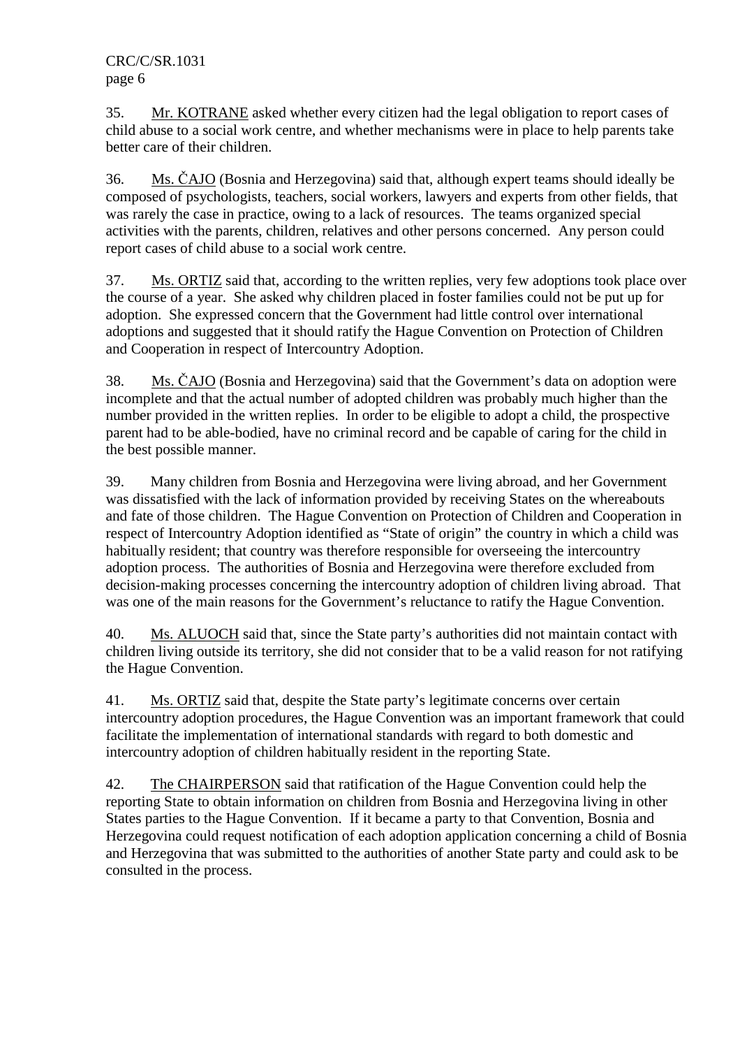35. Mr. KOTRANE asked whether every citizen had the legal obligation to report cases of child abuse to a social work centre, and whether mechanisms were in place to help parents take better care of their children.

36. Ms. ČAJO (Bosnia and Herzegovina) said that, although expert teams should ideally be composed of psychologists, teachers, social workers, lawyers and experts from other fields, that was rarely the case in practice, owing to a lack of resources. The teams organized special activities with the parents, children, relatives and other persons concerned. Any person could report cases of child abuse to a social work centre.

37. Ms. ORTIZ said that, according to the written replies, very few adoptions took place over the course of a year. She asked why children placed in foster families could not be put up for adoption. She expressed concern that the Government had little control over international adoptions and suggested that it should ratify the Hague Convention on Protection of Children and Cooperation in respect of Intercountry Adoption.

38. Ms. ČAJO (Bosnia and Herzegovina) said that the Government's data on adoption were incomplete and that the actual number of adopted children was probably much higher than the number provided in the written replies. In order to be eligible to adopt a child, the prospective parent had to be able-bodied, have no criminal record and be capable of caring for the child in the best possible manner.

39. Many children from Bosnia and Herzegovina were living abroad, and her Government was dissatisfied with the lack of information provided by receiving States on the whereabouts and fate of those children. The Hague Convention on Protection of Children and Cooperation in respect of Intercountry Adoption identified as "State of origin" the country in which a child was habitually resident; that country was therefore responsible for overseeing the intercountry adoption process. The authorities of Bosnia and Herzegovina were therefore excluded from decision-making processes concerning the intercountry adoption of children living abroad. That was one of the main reasons for the Government's reluctance to ratify the Hague Convention.

40. Ms. ALUOCH said that, since the State party's authorities did not maintain contact with children living outside its territory, she did not consider that to be a valid reason for not ratifying the Hague Convention.

41. Ms. ORTIZ said that, despite the State party's legitimate concerns over certain intercountry adoption procedures, the Hague Convention was an important framework that could facilitate the implementation of international standards with regard to both domestic and intercountry adoption of children habitually resident in the reporting State.

42. The CHAIRPERSON said that ratification of the Hague Convention could help the reporting State to obtain information on children from Bosnia and Herzegovina living in other States parties to the Hague Convention. If it became a party to that Convention, Bosnia and Herzegovina could request notification of each adoption application concerning a child of Bosnia and Herzegovina that was submitted to the authorities of another State party and could ask to be consulted in the process.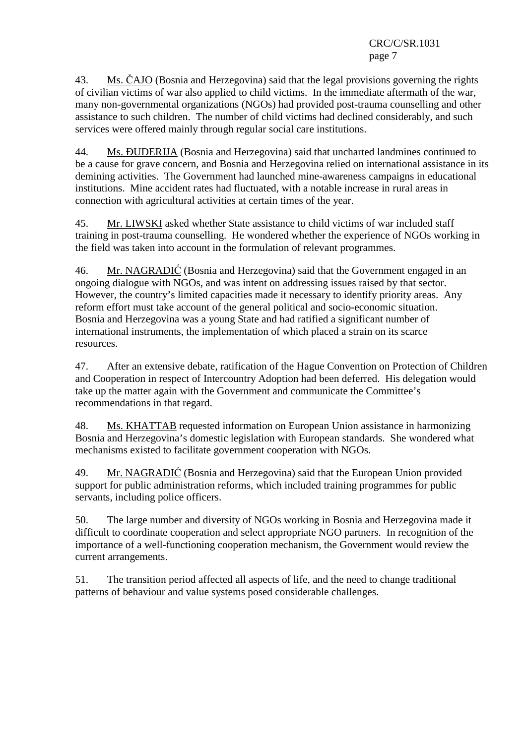43. Ms. ČAJO (Bosnia and Herzegovina) said that the legal provisions governing the rights of civilian victims of war also applied to child victims. In the immediate aftermath of the war, many non-governmental organizations (NGOs) had provided post-trauma counselling and other assistance to such children. The number of child victims had declined considerably, and such services were offered mainly through regular social care institutions.

44. Ms. ĐUDERIJA (Bosnia and Herzegovina) said that uncharted landmines continued to be a cause for grave concern, and Bosnia and Herzegovina relied on international assistance in its demining activities. The Government had launched mine-awareness campaigns in educational institutions. Mine accident rates had fluctuated, with a notable increase in rural areas in connection with agricultural activities at certain times of the year.

45. Mr. LIWSKI asked whether State assistance to child victims of war included staff training in post-trauma counselling. He wondered whether the experience of NGOs working in the field was taken into account in the formulation of relevant programmes.

46. Mr. NAGRADIĆ (Bosnia and Herzegovina) said that the Government engaged in an ongoing dialogue with NGOs, and was intent on addressing issues raised by that sector. However, the country's limited capacities made it necessary to identify priority areas. Any reform effort must take account of the general political and socio-economic situation. Bosnia and Herzegovina was a young State and had ratified a significant number of international instruments, the implementation of which placed a strain on its scarce resources.

47. After an extensive debate, ratification of the Hague Convention on Protection of Children and Cooperation in respect of Intercountry Adoption had been deferred. His delegation would take up the matter again with the Government and communicate the Committee's recommendations in that regard.

48. Ms. KHATTAB requested information on European Union assistance in harmonizing Bosnia and Herzegovina's domestic legislation with European standards. She wondered what mechanisms existed to facilitate government cooperation with NGOs.

49. Mr. NAGRADIĆ (Bosnia and Herzegovina) said that the European Union provided support for public administration reforms, which included training programmes for public servants, including police officers.

50. The large number and diversity of NGOs working in Bosnia and Herzegovina made it difficult to coordinate cooperation and select appropriate NGO partners. In recognition of the importance of a well-functioning cooperation mechanism, the Government would review the current arrangements.

51. The transition period affected all aspects of life, and the need to change traditional patterns of behaviour and value systems posed considerable challenges.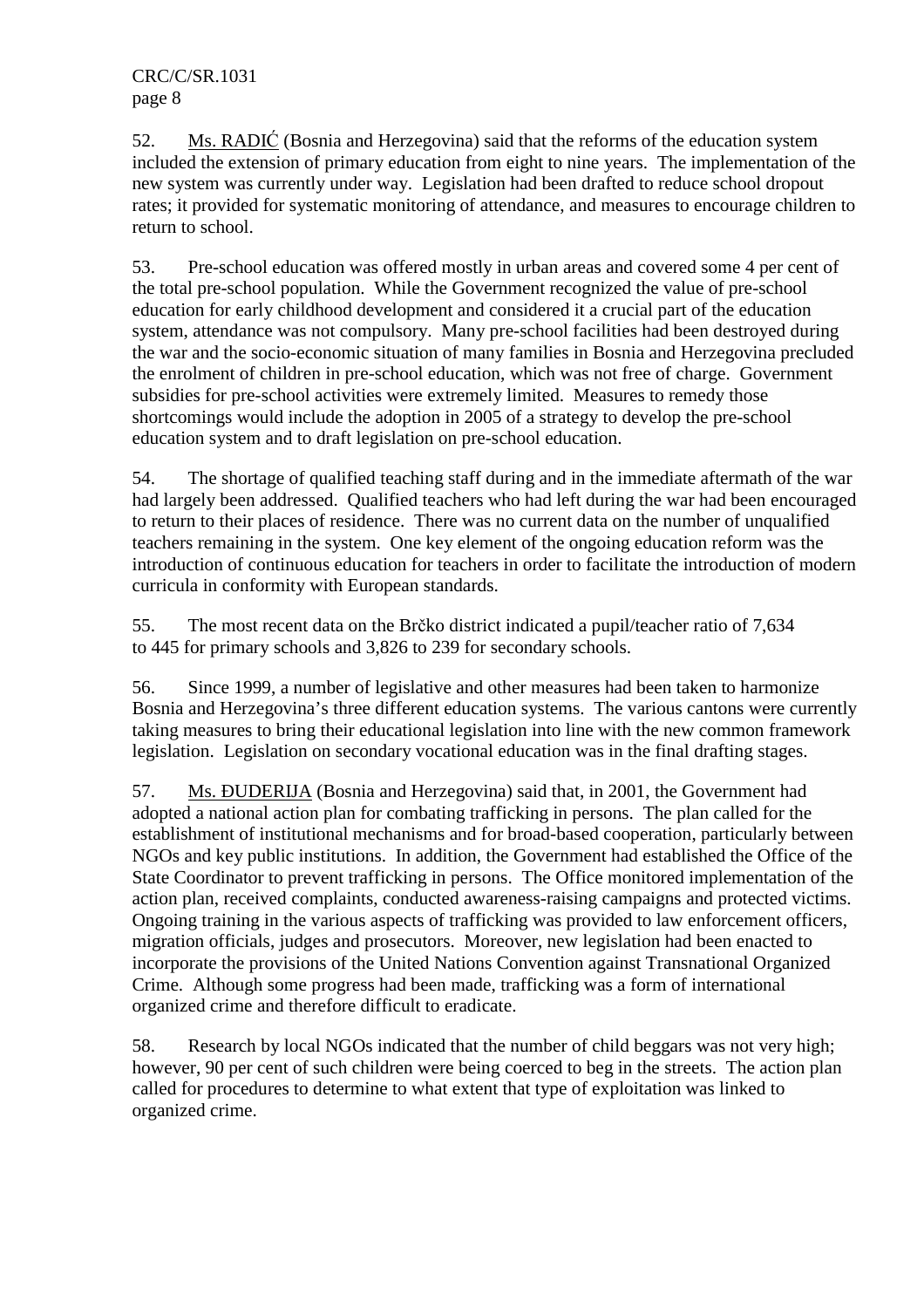52. Ms. RADIĆ (Bosnia and Herzegovina) said that the reforms of the education system included the extension of primary education from eight to nine years. The implementation of the new system was currently under way. Legislation had been drafted to reduce school dropout rates; it provided for systematic monitoring of attendance, and measures to encourage children to return to school.

53. Pre-school education was offered mostly in urban areas and covered some 4 per cent of the total pre-school population. While the Government recognized the value of pre-school education for early childhood development and considered it a crucial part of the education system, attendance was not compulsory. Many pre-school facilities had been destroyed during the war and the socio-economic situation of many families in Bosnia and Herzegovina precluded the enrolment of children in pre-school education, which was not free of charge. Government subsidies for pre-school activities were extremely limited. Measures to remedy those shortcomings would include the adoption in 2005 of a strategy to develop the pre-school education system and to draft legislation on pre-school education.

54. The shortage of qualified teaching staff during and in the immediate aftermath of the war had largely been addressed. Qualified teachers who had left during the war had been encouraged to return to their places of residence. There was no current data on the number of unqualified teachers remaining in the system. One key element of the ongoing education reform was the introduction of continuous education for teachers in order to facilitate the introduction of modern curricula in conformity with European standards.

55. The most recent data on the Brčko district indicated a pupil/teacher ratio of 7,634 to 445 for primary schools and 3,826 to 239 for secondary schools.

56. Since 1999, a number of legislative and other measures had been taken to harmonize Bosnia and Herzegovina's three different education systems. The various cantons were currently taking measures to bring their educational legislation into line with the new common framework legislation. Legislation on secondary vocational education was in the final drafting stages.

57. Ms. ĐUDERIJA (Bosnia and Herzegovina) said that, in 2001, the Government had adopted a national action plan for combating trafficking in persons. The plan called for the establishment of institutional mechanisms and for broad-based cooperation, particularly between NGOs and key public institutions. In addition, the Government had established the Office of the State Coordinator to prevent trafficking in persons. The Office monitored implementation of the action plan, received complaints, conducted awareness-raising campaigns and protected victims. Ongoing training in the various aspects of trafficking was provided to law enforcement officers, migration officials, judges and prosecutors. Moreover, new legislation had been enacted to incorporate the provisions of the United Nations Convention against Transnational Organized Crime. Although some progress had been made, trafficking was a form of international organized crime and therefore difficult to eradicate.

58. Research by local NGOs indicated that the number of child beggars was not very high; however, 90 per cent of such children were being coerced to beg in the streets. The action plan called for procedures to determine to what extent that type of exploitation was linked to organized crime.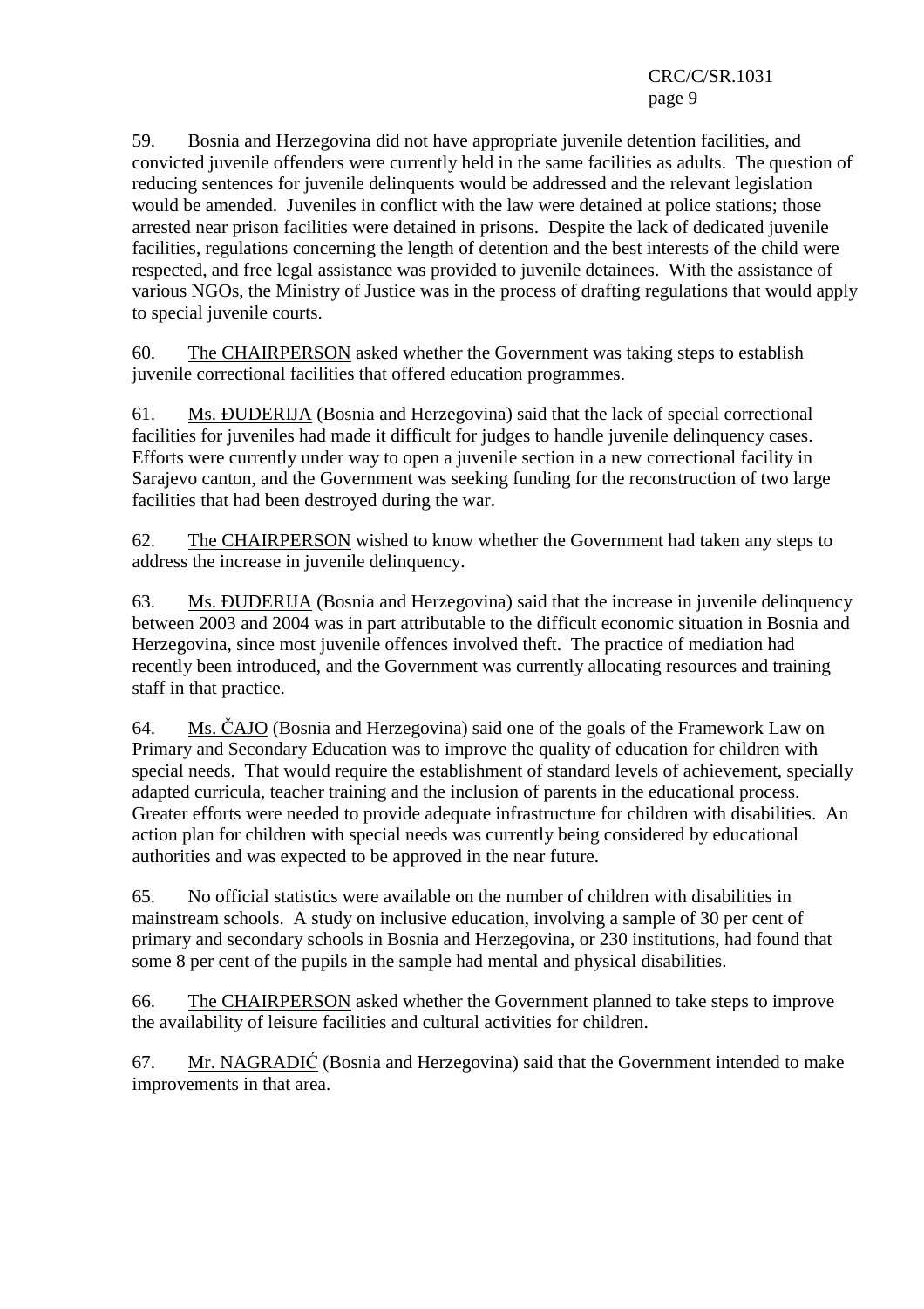59. Bosnia and Herzegovina did not have appropriate juvenile detention facilities, and convicted juvenile offenders were currently held in the same facilities as adults. The question of reducing sentences for juvenile delinquents would be addressed and the relevant legislation would be amended. Juveniles in conflict with the law were detained at police stations; those arrested near prison facilities were detained in prisons. Despite the lack of dedicated juvenile facilities, regulations concerning the length of detention and the best interests of the child were respected, and free legal assistance was provided to juvenile detainees. With the assistance of various NGOs, the Ministry of Justice was in the process of drafting regulations that would apply to special juvenile courts.

60. The CHAIRPERSON asked whether the Government was taking steps to establish juvenile correctional facilities that offered education programmes.

61. Ms. ĐUDERIJA (Bosnia and Herzegovina) said that the lack of special correctional facilities for juveniles had made it difficult for judges to handle juvenile delinquency cases. Efforts were currently under way to open a juvenile section in a new correctional facility in Sarajevo canton, and the Government was seeking funding for the reconstruction of two large facilities that had been destroyed during the war.

62. The CHAIRPERSON wished to know whether the Government had taken any steps to address the increase in juvenile delinquency.

63. Ms. ĐUDERIJA (Bosnia and Herzegovina) said that the increase in juvenile delinquency between 2003 and 2004 was in part attributable to the difficult economic situation in Bosnia and Herzegovina, since most juvenile offences involved theft. The practice of mediation had recently been introduced, and the Government was currently allocating resources and training staff in that practice.

64. Ms. ČAJO (Bosnia and Herzegovina) said one of the goals of the Framework Law on Primary and Secondary Education was to improve the quality of education for children with special needs. That would require the establishment of standard levels of achievement, specially adapted curricula, teacher training and the inclusion of parents in the educational process. Greater efforts were needed to provide adequate infrastructure for children with disabilities. An action plan for children with special needs was currently being considered by educational authorities and was expected to be approved in the near future.

65. No official statistics were available on the number of children with disabilities in mainstream schools. A study on inclusive education, involving a sample of 30 per cent of primary and secondary schools in Bosnia and Herzegovina, or 230 institutions, had found that some 8 per cent of the pupils in the sample had mental and physical disabilities.

66. The CHAIRPERSON asked whether the Government planned to take steps to improve the availability of leisure facilities and cultural activities for children.

67. Mr. NAGRADIĆ (Bosnia and Herzegovina) said that the Government intended to make improvements in that area.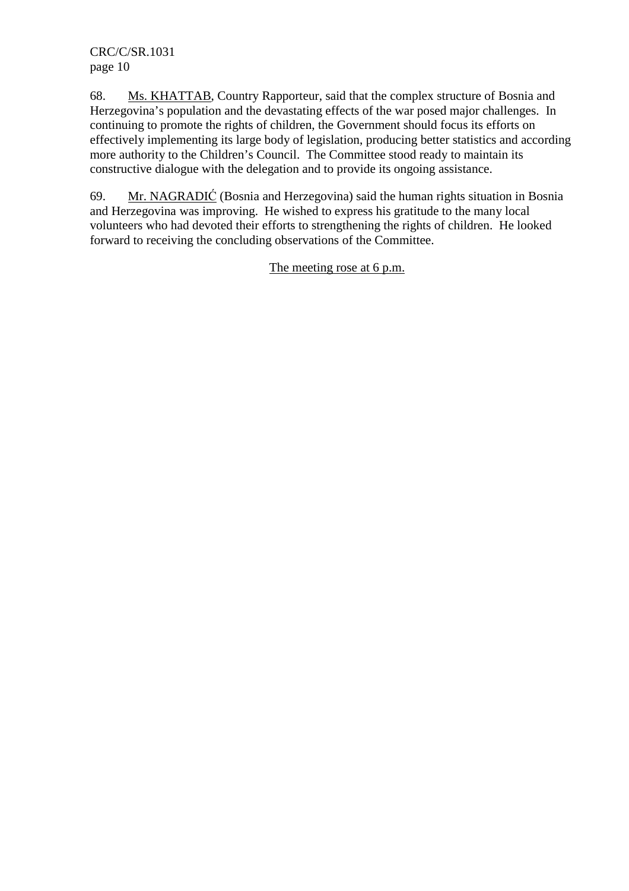68. Ms. KHATTAB, Country Rapporteur, said that the complex structure of Bosnia and Herzegovina's population and the devastating effects of the war posed major challenges. In continuing to promote the rights of children, the Government should focus its efforts on effectively implementing its large body of legislation, producing better statistics and according more authority to the Children's Council. The Committee stood ready to maintain its constructive dialogue with the delegation and to provide its ongoing assistance.

69. Mr. NAGRADIĆ (Bosnia and Herzegovina) said the human rights situation in Bosnia and Herzegovina was improving. He wished to express his gratitude to the many local volunteers who had devoted their efforts to strengthening the rights of children. He looked forward to receiving the concluding observations of the Committee.

The meeting rose at 6 p.m.